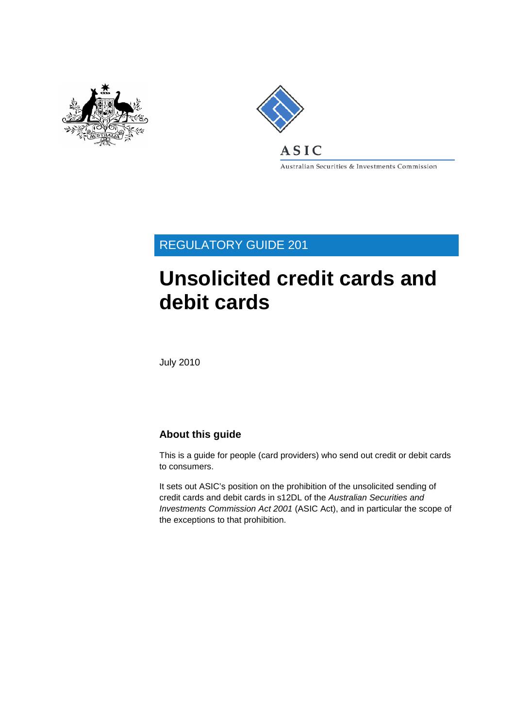ASIC

Australian Securities & Investments Commission

REGULATORY GUIDE 201

# Unsolicited credit cards and debit cards

July 2010

## About this guide

This is a guide for people (card providers) who send out credit or debit cards to consumers.

It sets out ASIC's position on the prohibition of the unsolicited sending of credit cards and debit cards in s12DL of the *Australian Securities and Investments Commission Act 2001* (ASIC Act), and in particular the scope of the exceptions to that prohibition.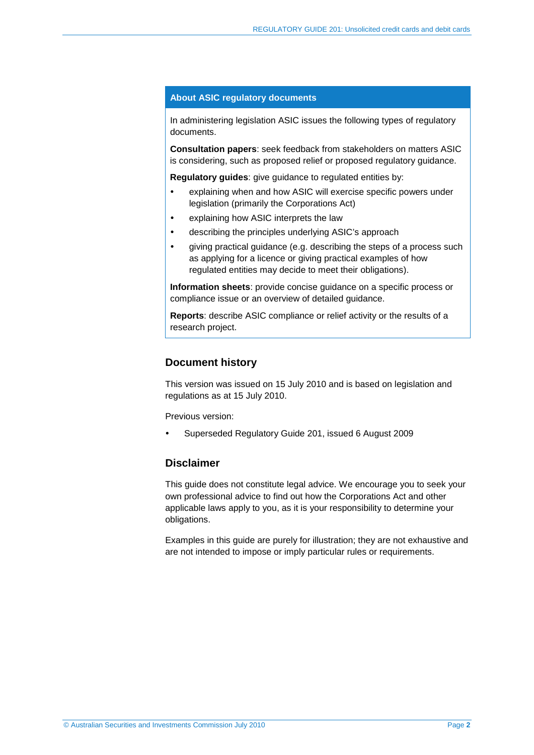## About ASIC regulatory documents

In administering legislation ASIC issues the following types of regulatory documents.

**Consultation papers**: seek feedback from stakeholders on matters ASIC is considering, such as proposed relief or proposed regulatory guidance.

**Regulatory guides**: give guidance to regulated entities by:

- explaining when and how ASIC will exercise specific powers under legislation (primarily the Corporations Act)
- explaining how ASIC interprets the law
- describing the principles underlying ASIC's approach
- giving practical guidance (e.g. describing the steps of a process such as applying for a licence or giving practical examples of how regulated entities may decide to meet their obligations).

**Information sheets**: provide concise guidance on a specific process or compliance issue or an overview of detailed guidance.

**Reports**: describe ASIC compliance or relief activity or the results of a research project.

## Document history

This version was issued on 15 July 2010 and is based on legislation and regulations as at 15 July 2010.

Previous version:

- Superseded Regulatory Guide 201, issued 6 August 2009

## Disclaimer

This guide does not constitute legal advice. We encourage you to seek your own professional advice to find out how the Corporations Act and other applicable laws apply to you, as it is your responsibility to determine your obligations.

Examples in this guide are purely for illustration; they are not exhaustive and are not intended to impose or imply particular rules or requirements.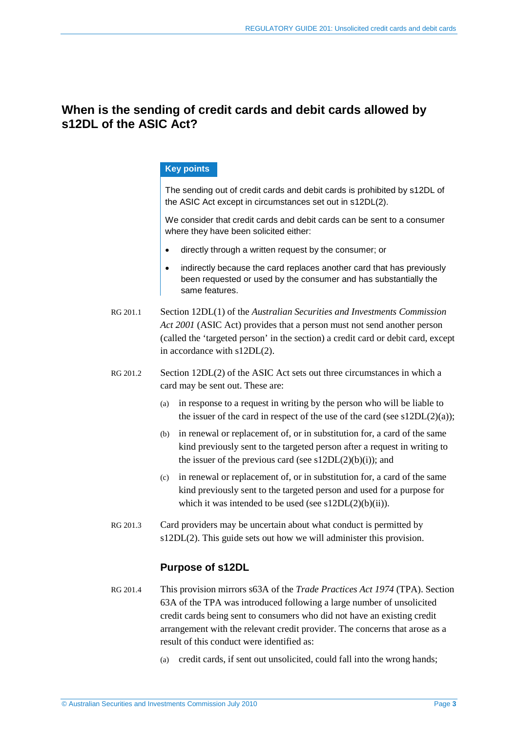## When is the sending of credit cards and debit cards allowed by s12DL of the ASIC Act?

**Key points**

The sending out of credit cards and debit cards is prohibited by s12DL of the ASIC Act except in circumstances set out in s12DL(2).

We consider that credit cards and debit cards can be sent to a consumer where they have been solicited either:

- directly through a written request by the consumer; or
- indirectly because the card replaces another card that has previously been requested or used by the consumer and has substantially the same features.

RG 201.1 Section 12DL(1) of the *Australian Securities and Investments Commission Act 2001* (ASIC Act) provides that a person must not send another person (called the 'targeted person' in the section) a credit card or debit card, except in accordance with s12DL(2).

RG 201.2 Section 12DL(2) of the ASIC Act sets out three circumstances in which a card may be sent out. These are:

(a) in response to a request in writing by the person who will be liable to the issuer of the card in respect of the use of the card (see s12DL(2)(a));

(b) in renewal or replacement of, or in substitution for, a card of the same kind previously sent to the targeted person after a request in writing to the issuer of the previous card (see s12DL(2)(b)(i)); and

(c) in renewal or replacement of, or in substitution for, a card of the same kind previously sent to the targeted person and used for a purpose for which it was intended to be used (see s12DL(2)(b)(ii)).

RG 201.3 Card providers may be uncertain about what conduct is permitted by s12DL(2). This guide sets out how we will administer this provision.

### Purpose of s12DL

RG 201.4 This provision mirrors s63A of the *Trade Practices Act 1974* (TPA). Section 63A of the TPA was introduced following a large number of unsolicited credit cards being sent to consumers who did not have an existing credit arrangement with the relevant credit provider. The concerns that arose as a result of this conduct were identified as:

(a) credit cards, if sent out unsolicited, could fall into the wrong hands;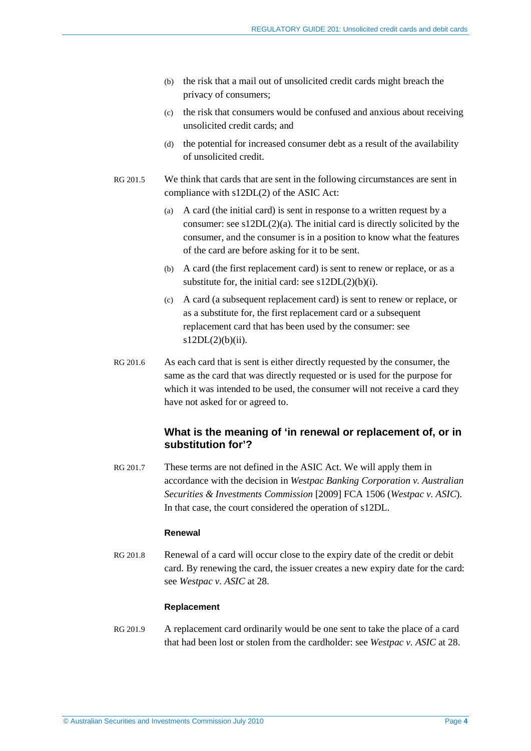(b) the risk that a mail out of unsolicited credit cards might breach the privacy of consumers;

(c) the risk that consumers would be confused and anxious about receiving unsolicited credit cards; and

(d) the potential for increased consumer debt as a result of the availability of unsolicited credit.

RG 201.5 We think that cards that are sent in the following circumstances are sent in compliance with s12DL(2) of the ASIC Act:

(a) A card (the initial card) is sent in response to a written request by a consumer: see s12DL(2)(a). The initial card is directly solicited by the consumer, and the consumer is in a position to know what the features of the card are before asking for it to be sent.

(b) A card (the first replacement card) is sent to renew or replace, or as a substitute for, the initial card: see s12DL(2)(b)(i).

(c) A card (a subsequent replacement card) is sent to renew or replace, or as a substitute for, the first replacement card or a subsequent replacement card that has been used by the consumer: see s12DL(2)(b)(ii).

RG 201.6 As each card that is sent is either directly requested by the consumer, the same as the card that was directly requested or is used for the purpose for which it was intended to be used, the consumer will not receive a card they have not asked for or agreed to.

## What is the meaning of 'in renewal or replacement of, or in substitution for'?

RG 201.7 These terms are not defined in the ASIC Act. We will apply them in accordance with the decision in *Westpac Banking Corporation v. Australian Securities & Investments Commission* [2009] FCA 1506 (*Westpac v. ASIC*). In that case, the court considered the operation of s12DL.

#### Renewal

RG 201.8 Renewal of a card will occur close to the expiry date of the credit or debit card. By renewing the card, the issuer creates a new expiry date for the card: see *Westpac v. ASIC* at 28.

#### Replacement

RG 201.9 A replacement card ordinarily would be one sent to take the place of a card that had been lost or stolen from the cardholder: see *Westpac v. ASIC* at 28.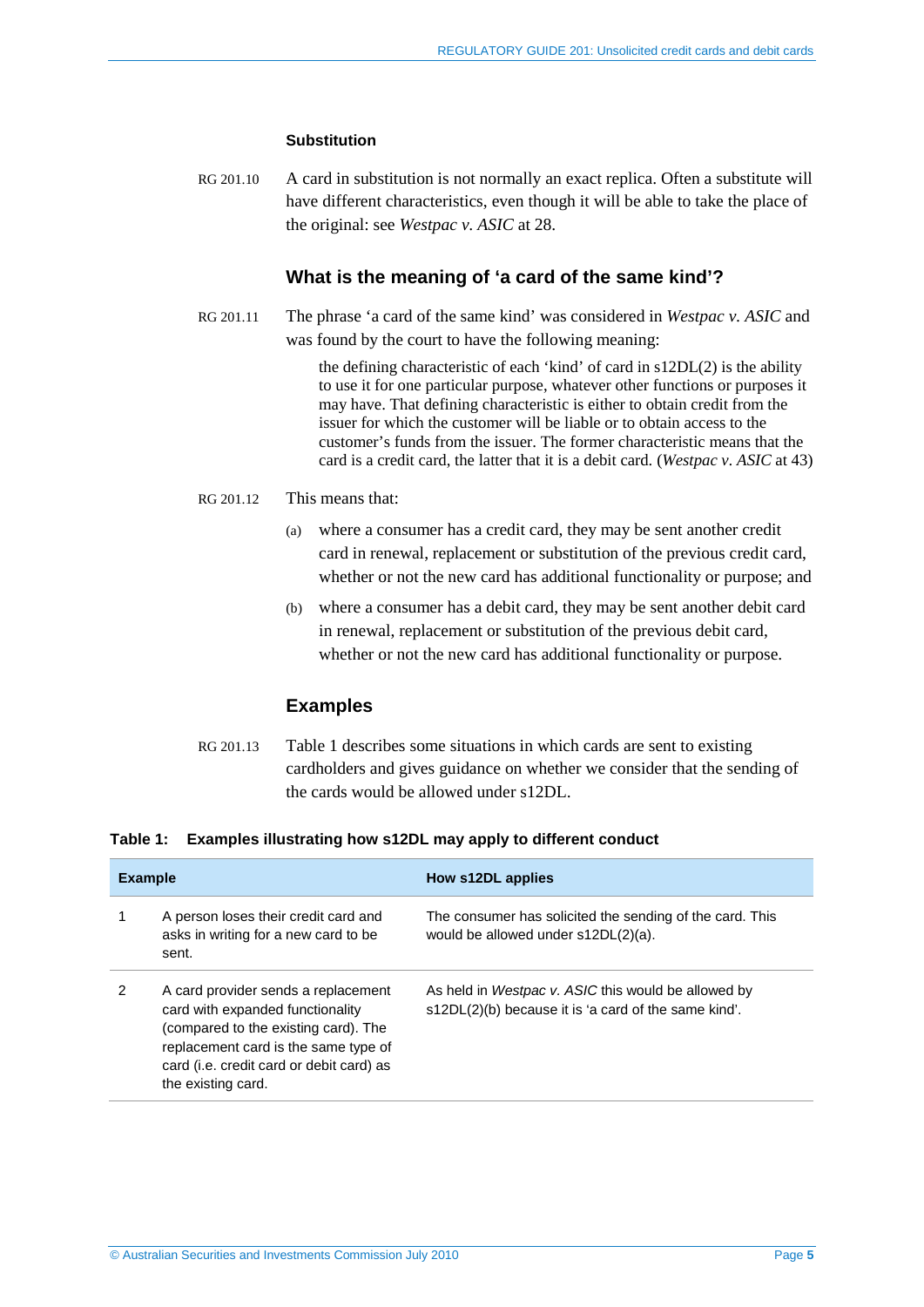### Substitution

RG 201.10 A card in substitution is not normally an exact replica. Often a substitute will have different characteristics, even though it will be able to take the place of the original: see *Westpac v. ASIC* at 28.

## What is the meaning of 'a card of the same kind'?

RG 201.11 The phrase 'a card of the same kind' was considered in *Westpac v. ASIC* and was found by the court to have the following meaning:

> the defining characteristic of each 'kind' of card in s12DL(2) is the ability to use it for one particular purpose, whatever other functions or purposes it may have. That defining characteristic is either to obtain credit from the issuer for which the customer will be liable or to obtain access to the customer's funds from the issuer. The former characteristic means that the card is a credit card, the latter that it is a debit card. (*Westpac v. ASIC* at 43)

RG 201.12 This means that:

(a) where a consumer has a credit card, they may be sent another credit card in renewal, replacement or substitution of the previous credit card, whether or not the new card has additional functionality or purpose; and

(b) where a consumer has a debit card, they may be sent another debit card in renewal, replacement or substitution of the previous debit card, whether or not the new card has additional functionality or purpose.

## Examples

RG 201.13 Table 1 describes some situations in which cards are sent to existing cardholders and gives guidance on whether we consider that the sending of the cards would be allowed under s12DL.

**Table 1: Examples illustrating how s12DL may apply to different conduct**

| Example | | How s12DL applies |
|---|---|---|
| 1 | A person loses their credit card and asks in writing for a new card to be sent. | The consumer has solicited the sending of the card. This would be allowed under s12DL(2)(a). |
| 2 | A card provider sends a replacement card with expanded functionality (compared to the existing card). The replacement card is the same type of card (i.e. credit card or debit card) as the existing card. | As held in *Westpac v. ASIC* this would be allowed by s12DL(2)(b) because it is 'a card of the same kind'. |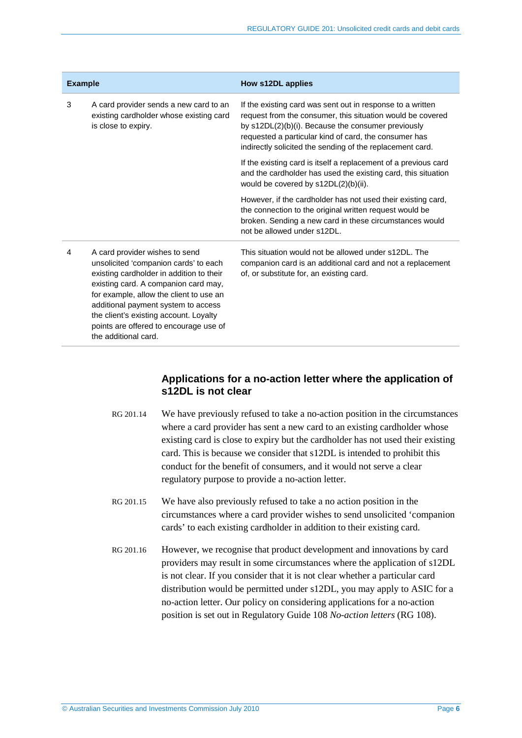| Example | | How s12DL applies |
|---|---|---|
| 3 | A card provider sends a new card to an existing cardholder whose existing card is close to expiry. | If the existing card was sent out in response to a written request from the consumer, this situation would be covered by s12DL(2)(b)(i). Because the consumer previously requested a particular kind of card, the consumer has indirectly solicited the sending of the replacement card.<br><br>If the existing card is itself a replacement of a previous card and the cardholder has used the existing card, this situation would be covered by s12DL(2)(b)(ii).<br><br>However, if the cardholder has not used their existing card, the connection to the original written request would be broken. Sending a new card in these circumstances would not be allowed under s12DL. |
| 4 | A card provider wishes to send unsolicited 'companion cards' to each existing cardholder in addition to their existing card. A companion card may, for example, allow the client to use an additional payment system to access the client's existing account. Loyalty points are offered to encourage use of the additional card. | This situation would not be allowed under s12DL. The companion card is an additional card and not a replacement of, or substitute for, an existing card. |

## Applications for a no-action letter where the application of s12DL is not clear

RG 201.14 We have previously refused to take a no-action position in the circumstances where a card provider has sent a new card to an existing cardholder whose existing card is close to expiry but the cardholder has not used their existing card. This is because we consider that s12DL is intended to prohibit this conduct for the benefit of consumers, and it would not serve a clear regulatory purpose to provide a no-action letter.

RG 201.15 We have also previously refused to take a no action position in the circumstances where a card provider wishes to send unsolicited 'companion cards' to each existing cardholder in addition to their existing card.

RG 201.16 However, we recognise that product development and innovations by card providers may result in some circumstances where the application of s12DL is not clear. If you consider that it is not clear whether a particular card distribution would be permitted under s12DL, you may apply to ASIC for a no-action letter. Our policy on considering applications for a no-action position is set out in Regulatory Guide 108 *No-action letters* (RG 108).